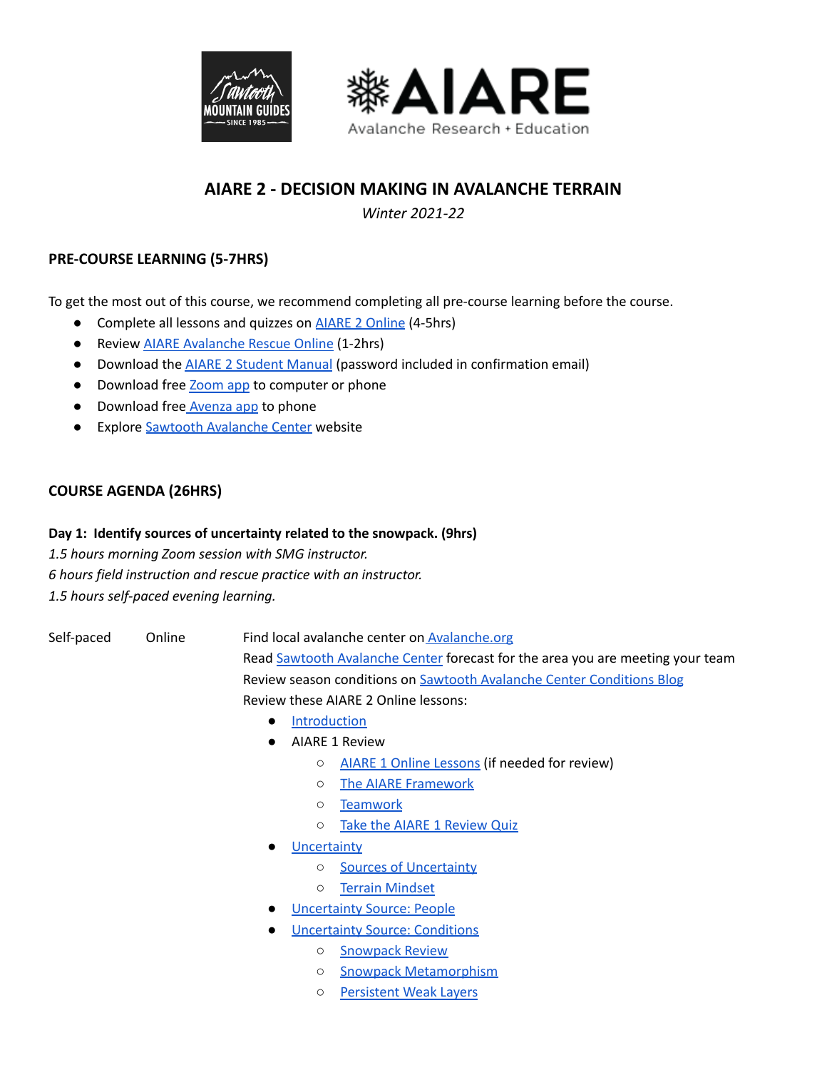# AIARE 2 - DECISION MAKING IN AVALANCHE TERRAIN

*Winter 2021-22*

## PRE-COURSE LEARNING (5-7HRS)

To get the most out of this course, we recommend completing all pre-course learning before the course.

- Complete all lessons and quizzes on AIARE 2 Online (4-5hrs)
- Review AIARE Avalanche Rescue Online (1-2hrs)
- Download the AIARE 2 Student Manual (password included in confirmation email)
- Download free Zoom app to computer or phone
- Download free Avenza app to phone
- Explore Sawtooth Avalanche Center website

## COURSE AGENDA (26HRS)

**Day 1: Identify sources of uncertainty related to the snowpack. (9hrs)**

*1.5 hours morning Zoom session with SMG instructor.*
*6 hours field instruction and rescue practice with an instructor.*
*1.5 hours self-paced evening learning.*

| | | |
|---|---|---|
| Self-paced | Online | Find local avalanche center on Avalanche.org<br>Read Sawtooth Avalanche Center forecast for the area you are meeting your team<br>Review season conditions on Sawtooth Avalanche Center Conditions Blog<br>Review these AIARE 2 Online lessons:<br>● Introduction<br>● AIARE 1 Review<br>　○ AIARE 1 Online Lessons (if needed for review)<br>　○ The AIARE Framework<br>　○ Teamwork<br>　○ Take the AIARE 1 Review Quiz<br>● Uncertainty<br>　○ Sources of Uncertainty<br>　○ Terrain Mindset<br>● Uncertainty Source: People<br>● Uncertainty Source: Conditions<br>　○ Snowpack Review<br>　○ Snowpack Metamorphism<br>　○ Persistent Weak Layers |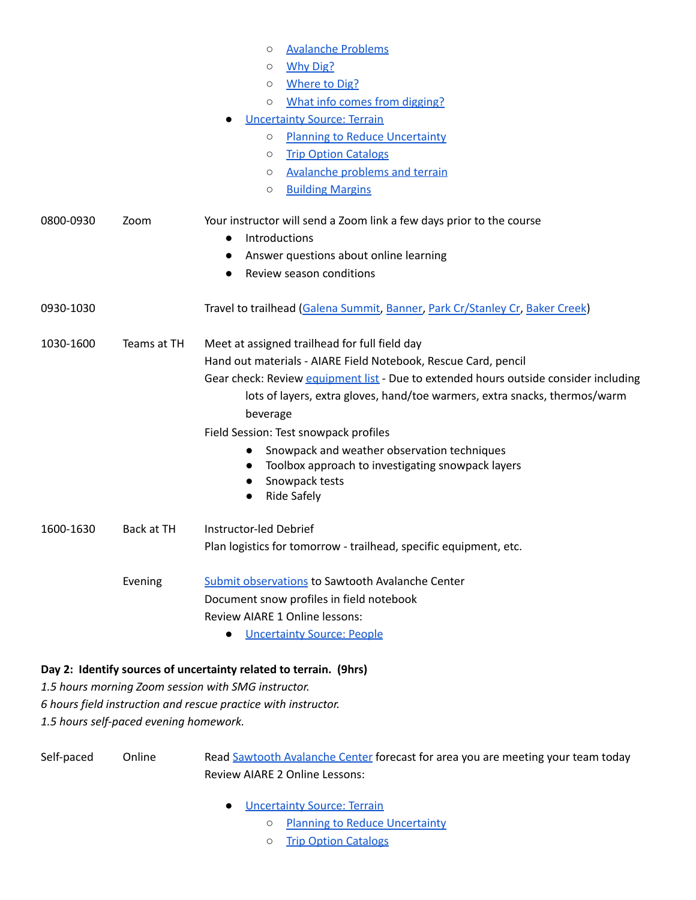- Avalanche Problems
- Why Dig?
- Where to Dig?
- What info comes from digging?
- Uncertainty Source: Terrain
  - Planning to Reduce Uncertainty
  - Trip Option Catalogs
  - Avalanche problems and terrain
  - Building Margins

| | | |
|---|---|---|
| 0800-0930 | Zoom | Your instructor will send a Zoom link a few days prior to the course<br>• Introductions<br>• Answer questions about online learning<br>• Review season conditions |
| 0930-1030 | | Travel to trailhead (Galena Summit, Banner, Park Cr/Stanley Cr, Baker Creek) |
| 1030-1600 | Teams at TH | Meet at assigned trailhead for full field day<br>Hand out materials - AIARE Field Notebook, Rescue Card, pencil<br>Gear check: Review equipment list - Due to extended hours outside consider including lots of layers, extra gloves, hand/toe warmers, extra snacks, thermos/warm beverage<br>Field Session: Test snowpack profiles<br>• Snowpack and weather observation techniques<br>• Toolbox approach to investigating snowpack layers<br>• Snowpack tests<br>• Ride Safely |
| 1600-1630 | Back at TH | Instructor-led Debrief<br>Plan logistics for tomorrow - trailhead, specific equipment, etc. |
| | Evening | Submit observations to Sawtooth Avalanche Center<br>Document snow profiles in field notebook<br>Review AIARE 1 Online lessons:<br>• Uncertainty Source: People |

**Day 2: Identify sources of uncertainty related to terrain. (9hrs)**

*1.5 hours morning Zoom session with SMG instructor.*
*6 hours field instruction and rescue practice with instructor.*
*1.5 hours self-paced evening homework.*

| | | |
|---|---|---|
| Self-paced | Online | Read Sawtooth Avalanche Center forecast for area you are meeting your team today<br>Review AIARE 2 Online Lessons:<br>• Uncertainty Source: Terrain<br>  ◦ Planning to Reduce Uncertainty<br>  ◦ Trip Option Catalogs |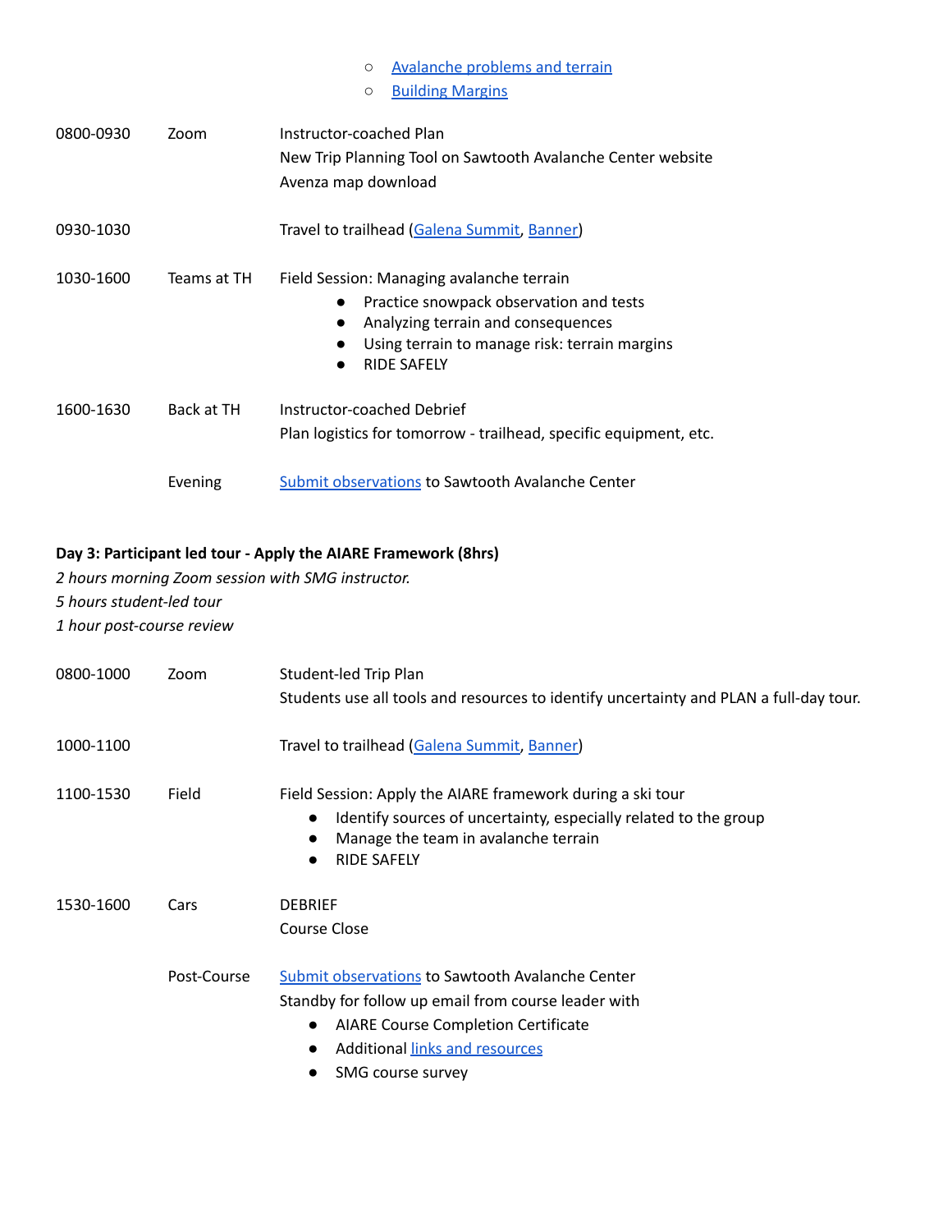- Avalanche problems and terrain
  - Building Margins

| | | |
|---|---|---|
| 0800-0930 | Zoom | Instructor-coached Plan<br>New Trip Planning Tool on Sawtooth Avalanche Center website<br>Avenza map download |
| 0930-1030 | | Travel to trailhead (Galena Summit, Banner) |
| 1030-1600 | Teams at TH | Field Session: Managing avalanche terrain<br>• Practice snowpack observation and tests<br>• Analyzing terrain and consequences<br>• Using terrain to manage risk: terrain margins<br>• RIDE SAFELY |
| 1600-1630 | Back at TH | Instructor-coached Debrief<br>Plan logistics for tomorrow - trailhead, specific equipment, etc. |
| | Evening | Submit observations to Sawtooth Avalanche Center |

**Day 3: Participant led tour - Apply the AIARE Framework (8hrs)**

*2 hours morning Zoom session with SMG instructor.*
*5 hours student-led tour*
*1 hour post-course review*

| | | |
|---|---|---|
| 0800-1000 | Zoom | Student-led Trip Plan<br>Students use all tools and resources to identify uncertainty and PLAN a full-day tour. |
| 1000-1100 | | Travel to trailhead (Galena Summit, Banner) |
| 1100-1530 | Field | Field Session: Apply the AIARE framework during a ski tour<br>• Identify sources of uncertainty, especially related to the group<br>• Manage the team in avalanche terrain<br>• RIDE SAFELY |
| 1530-1600 | Cars | DEBRIEF<br>Course Close |
| | Post-Course | Submit observations to Sawtooth Avalanche Center<br>Standby for follow up email from course leader with<br>• AIARE Course Completion Certificate<br>• Additional links and resources<br>• SMG course survey |